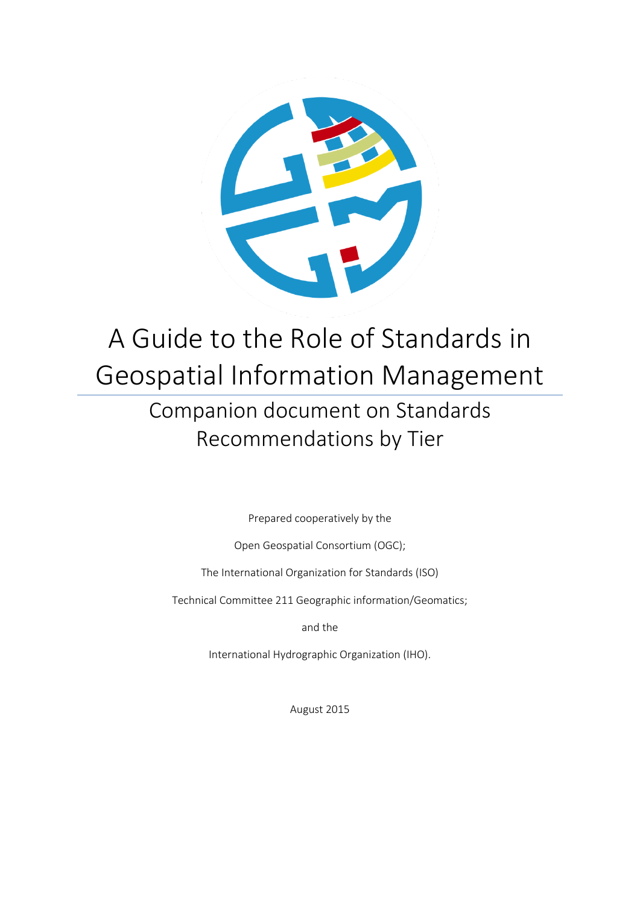# A Guide to the Role of Standards in Geospatial Information Management

## Companion document on Standards Recommendations by Tier

Prepared cooperatively by the

Open Geospatial Consortium (OGC);

The International Organization for Standards (ISO)

Technical Committee 211 Geographic information/Geomatics;

and the

International Hydrographic Organization (IHO).

August 2015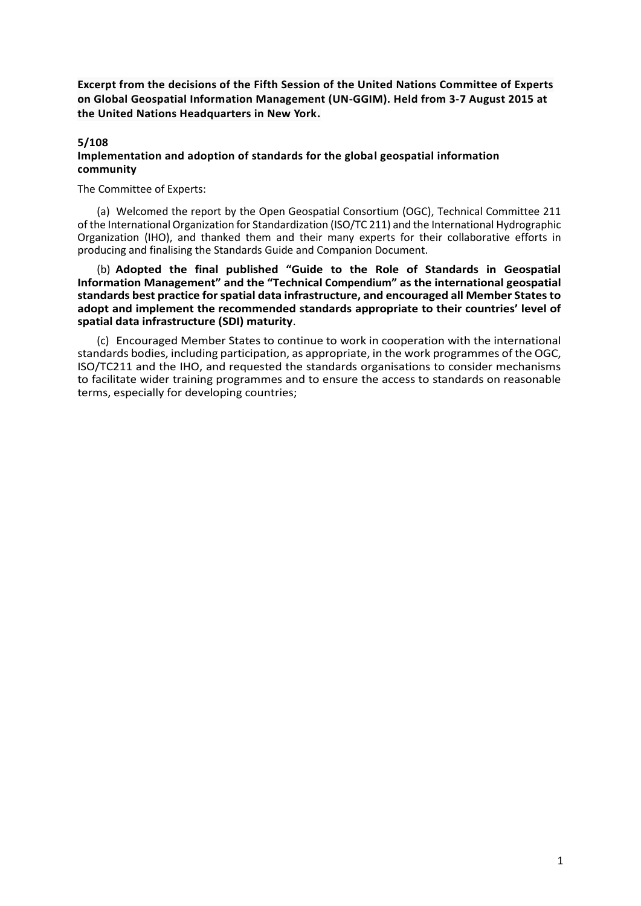**Excerpt from the decisions of the Fifth Session of the United Nations Committee of Experts on Global Geospatial Information Management (UN-GGIM). Held from 3-7 August 2015 at the United Nations Headquarters in New York.**

**5/108**
**Implementation and adoption of standards for the global geospatial information community**

The Committee of Experts:

(a) Welcomed the report by the Open Geospatial Consortium (OGC), Technical Committee 211 of the International Organization for Standardization (ISO/TC 211) and the International Hydrographic Organization (IHO), and thanked them and their many experts for their collaborative efforts in producing and finalising the Standards Guide and Companion Document.

(b) **Adopted the final published "Guide to the Role of Standards in Geospatial Information Management" and the "Technical Compendium" as the international geospatial standards best practice for spatial data infrastructure, and encouraged all Member States to adopt and implement the recommended standards appropriate to their countries' level of spatial data infrastructure (SDI) maturity**.

(c) Encouraged Member States to continue to work in cooperation with the international standards bodies, including participation, as appropriate, in the work programmes of the OGC, ISO/TC211 and the IHO, and requested the standards organisations to consider mechanisms to facilitate wider training programmes and to ensure the access to standards on reasonable terms, especially for developing countries;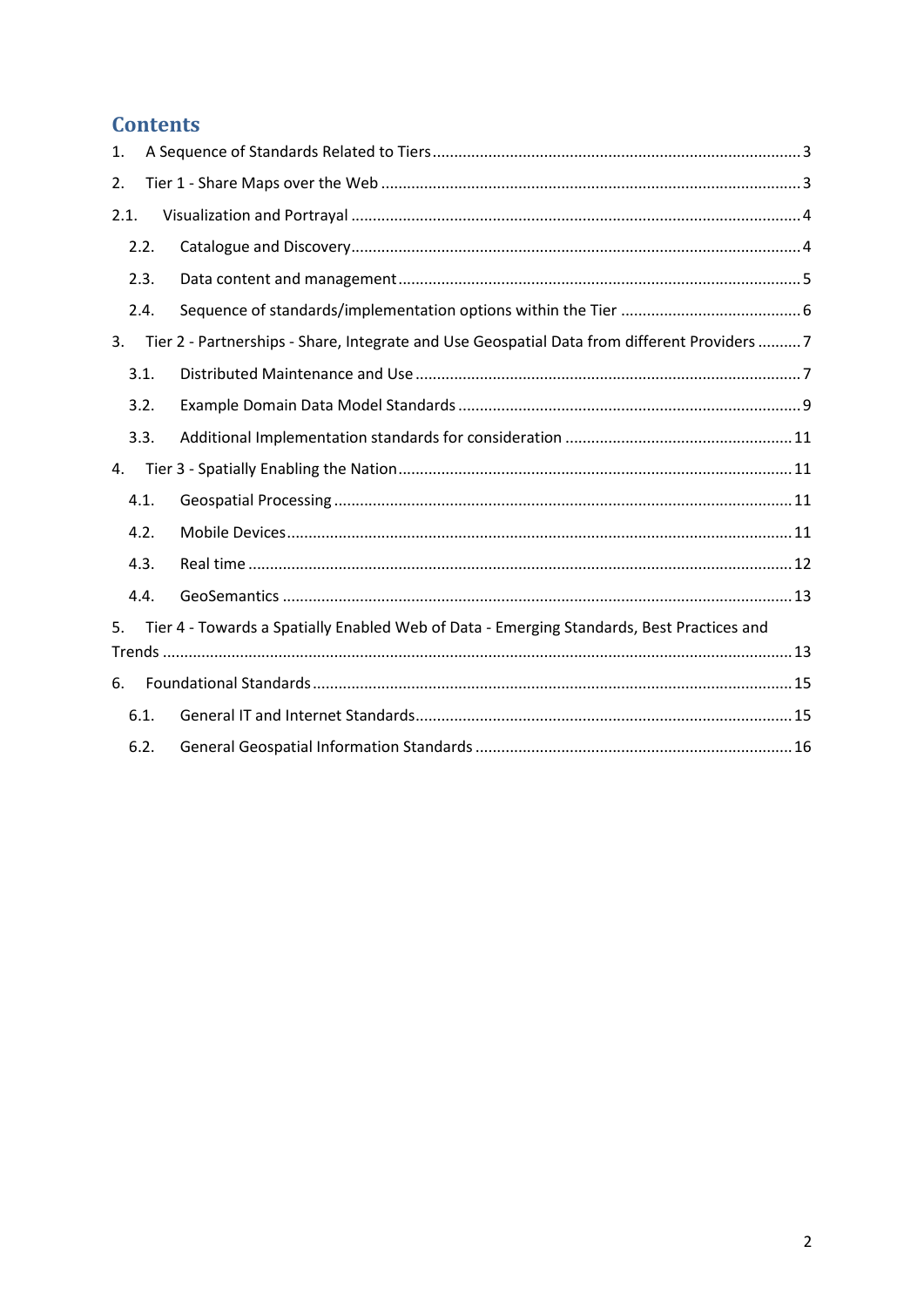# Contents

1. A Sequence of Standards Related to Tiers ..... 3
2. Tier 1 - Share Maps over the Web ..... 3

2.1. Visualization and Portrayal ..... 4

2.2. Catalogue and Discovery ..... 4

2.3. Data content and management ..... 5

2.4. Sequence of standards/implementation options within the Tier ..... 6

3. Tier 2 - Partnerships - Share, Integrate and Use Geospatial Data from different Providers ..... 7

3.1. Distributed Maintenance and Use ..... 7

3.2. Example Domain Data Model Standards ..... 9

3.3. Additional Implementation standards for consideration ..... 11

4. Tier 3 - Spatially Enabling the Nation ..... 11

4.1. Geospatial Processing ..... 11

4.2. Mobile Devices ..... 11

4.3. Real time ..... 12

4.4. GeoSemantics ..... 13

5. Tier 4 - Towards a Spatially Enabled Web of Data - Emerging Standards, Best Practices and Trends ..... 13
6. Foundational Standards ..... 15

6.1. General IT and Internet Standards ..... 15

6.2. General Geospatial Information Standards ..... 16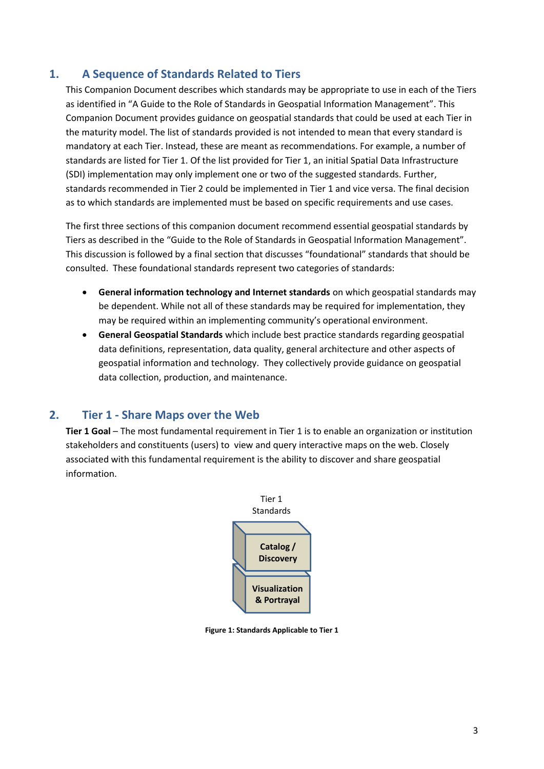## 1. A Sequence of Standards Related to Tiers

This Companion Document describes which standards may be appropriate to use in each of the Tiers as identified in "A Guide to the Role of Standards in Geospatial Information Management". This Companion Document provides guidance on geospatial standards that could be used at each Tier in the maturity model. The list of standards provided is not intended to mean that every standard is mandatory at each Tier. Instead, these are meant as recommendations. For example, a number of standards are listed for Tier 1. Of the list provided for Tier 1, an initial Spatial Data Infrastructure (SDI) implementation may only implement one or two of the suggested standards. Further, standards recommended in Tier 2 could be implemented in Tier 1 and vice versa. The final decision as to which standards are implemented must be based on specific requirements and use cases.

The first three sections of this companion document recommend essential geospatial standards by Tiers as described in the "Guide to the Role of Standards in Geospatial Information Management". This discussion is followed by a final section that discusses "foundational" standards that should be consulted. These foundational standards represent two categories of standards:

- **General information technology and Internet standards** on which geospatial standards may be dependent. While not all of these standards may be required for implementation, they may be required within an implementing community's operational environment.
- **General Geospatial Standards** which include best practice standards regarding geospatial data definitions, representation, data quality, general architecture and other aspects of geospatial information and technology. They collectively provide guidance on geospatial data collection, production, and maintenance.

## 2. Tier 1 - Share Maps over the Web

**Tier 1 Goal** – The most fundamental requirement in Tier 1 is to enable an organization or institution stakeholders and constituents (users) to view and query interactive maps on the web. Closely associated with this fundamental requirement is the ability to discover and share geospatial information.

Tier 1 Standards

**Catalog / Discovery**

**Visualization & Portrayal**

**Figure 1: Standards Applicable to Tier 1**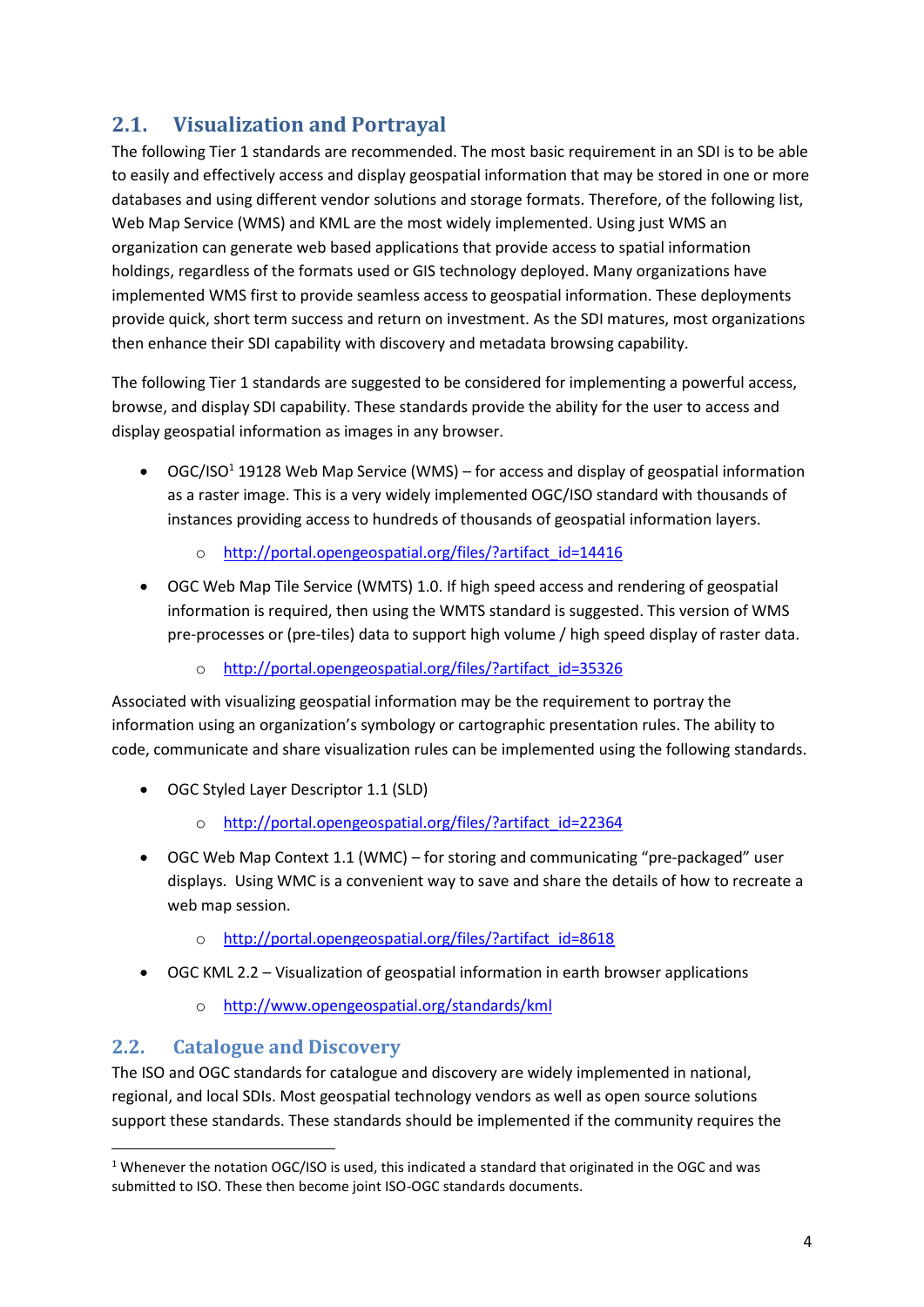## 2.1. Visualization and Portrayal

The following Tier 1 standards are recommended. The most basic requirement in an SDI is to be able to easily and effectively access and display geospatial information that may be stored in one or more databases and using different vendor solutions and storage formats. Therefore, of the following list, Web Map Service (WMS) and KML are the most widely implemented. Using just WMS an organization can generate web based applications that provide access to spatial information holdings, regardless of the formats used or GIS technology deployed. Many organizations have implemented WMS first to provide seamless access to geospatial information. These deployments provide quick, short term success and return on investment. As the SDI matures, most organizations then enhance their SDI capability with discovery and metadata browsing capability.

The following Tier 1 standards are suggested to be considered for implementing a powerful access, browse, and display SDI capability. These standards provide the ability for the user to access and display geospatial information as images in any browser.

- OGC/ISO[1] 19128 Web Map Service (WMS) – for access and display of geospatial information as a raster image. This is a very widely implemented OGC/ISO standard with thousands of instances providing access to hundreds of thousands of geospatial information layers.
  - http://portal.opengeospatial.org/files/?artifact_id=14416
- OGC Web Map Tile Service (WMTS) 1.0. If high speed access and rendering of geospatial information is required, then using the WMTS standard is suggested. This version of WMS pre-processes or (pre-tiles) data to support high volume / high speed display of raster data.
  - http://portal.opengeospatial.org/files/?artifact_id=35326

Associated with visualizing geospatial information may be the requirement to portray the information using an organization's symbology or cartographic presentation rules. The ability to code, communicate and share visualization rules can be implemented using the following standards.

- OGC Styled Layer Descriptor 1.1 (SLD)
  - http://portal.opengeospatial.org/files/?artifact_id=22364
- OGC Web Map Context 1.1 (WMC) – for storing and communicating "pre-packaged" user displays. Using WMC is a convenient way to save and share the details of how to recreate a web map session.
  - http://portal.opengeospatial.org/files/?artifact_id=8618
- OGC KML 2.2 – Visualization of geospatial information in earth browser applications
  - http://www.opengeospatial.org/standards/kml

## 2.2. Catalogue and Discovery

The ISO and OGC standards for catalogue and discovery are widely implemented in national, regional, and local SDIs. Most geospatial technology vendors as well as open source solutions support these standards. These standards should be implemented if the community requires the

[1] Whenever the notation OGC/ISO is used, this indicated a standard that originated in the OGC and was submitted to ISO. These then become joint ISO-OGC standards documents.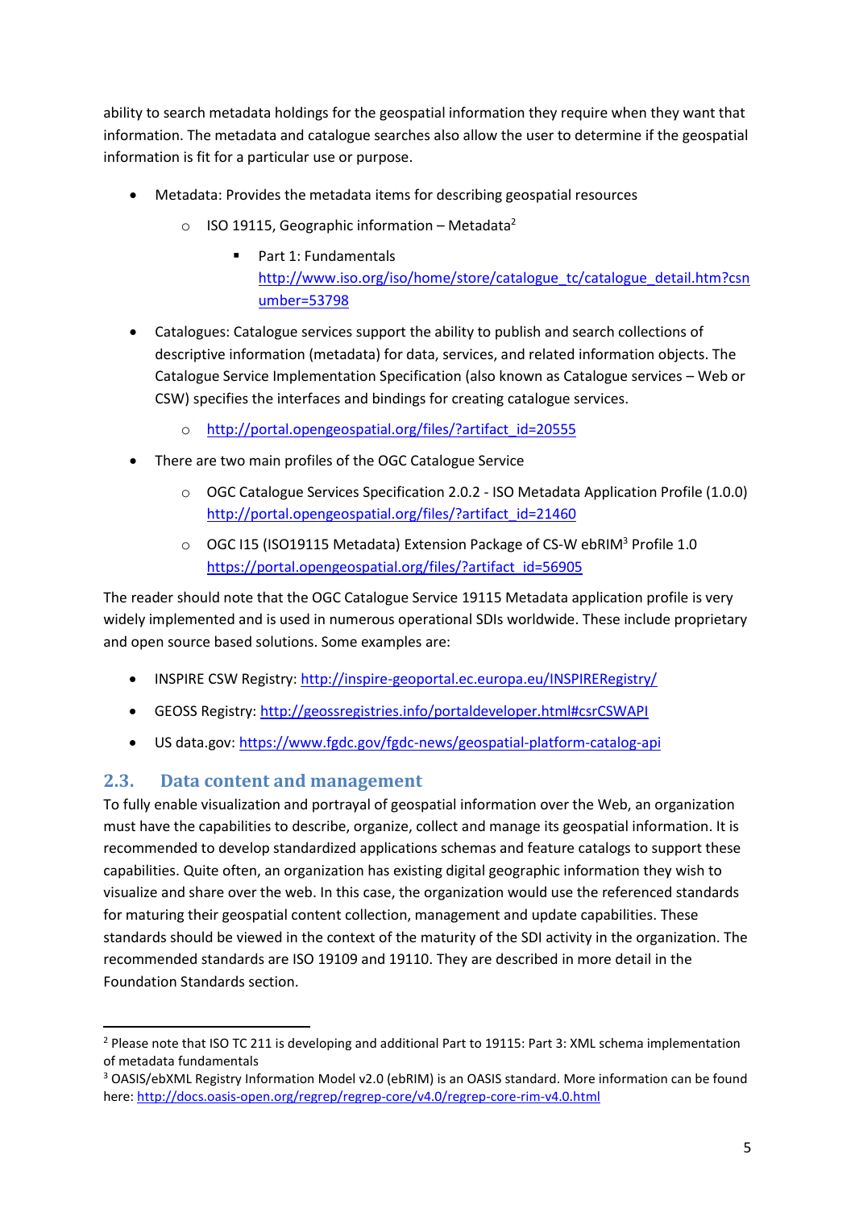ability to search metadata holdings for the geospatial information they require when they want that information. The metadata and catalogue searches also allow the user to determine if the geospatial information is fit for a particular use or purpose.

- Metadata: Provides the metadata items for describing geospatial resources
  - ISO 19115, Geographic information – Metadata[2]
    - Part 1: Fundamentals http://www.iso.org/iso/home/store/catalogue_tc/catalogue_detail.htm?csnumber=53798
- Catalogues: Catalogue services support the ability to publish and search collections of descriptive information (metadata) for data, services, and related information objects. The Catalogue Service Implementation Specification (also known as Catalogue services – Web or CSW) specifies the interfaces and bindings for creating catalogue services.
  - http://portal.opengeospatial.org/files/?artifact_id=20555
- There are two main profiles of the OGC Catalogue Service
  - OGC Catalogue Services Specification 2.0.2 - ISO Metadata Application Profile (1.0.0) http://portal.opengeospatial.org/files/?artifact_id=21460
  - OGC I15 (ISO19115 Metadata) Extension Package of CS-W ebRIM[3] Profile 1.0 https://portal.opengeospatial.org/files/?artifact_id=56905

The reader should note that the OGC Catalogue Service 19115 Metadata application profile is very widely implemented and is used in numerous operational SDIs worldwide. These include proprietary and open source based solutions. Some examples are:

- INSPIRE CSW Registry: http://inspire-geoportal.ec.europa.eu/INSPIRERegistry/
- GEOSS Registry: http://geossregistries.info/portaldeveloper.html#csrCSWAPI
- US data.gov: https://www.fgdc.gov/fgdc-news/geospatial-platform-catalog-api

## 2.3. Data content and management

To fully enable visualization and portrayal of geospatial information over the Web, an organization must have the capabilities to describe, organize, collect and manage its geospatial information. It is recommended to develop standardized applications schemas and feature catalogs to support these capabilities. Quite often, an organization has existing digital geographic information they wish to visualize and share over the web. In this case, the organization would use the referenced standards for maturing their geospatial content collection, management and update capabilities. These standards should be viewed in the context of the maturity of the SDI activity in the organization. The recommended standards are ISO 19109 and 19110. They are described in more detail in the Foundation Standards section.

---

[2] Please note that ISO TC 211 is developing and additional Part to 19115: Part 3: XML schema implementation of metadata fundamentals

[3] OASIS/ebXML Registry Information Model v2.0 (ebRIM) is an OASIS standard. More information can be found here: http://docs.oasis-open.org/regrep/regrep-core/v4.0/regrep-core-rim-v4.0.html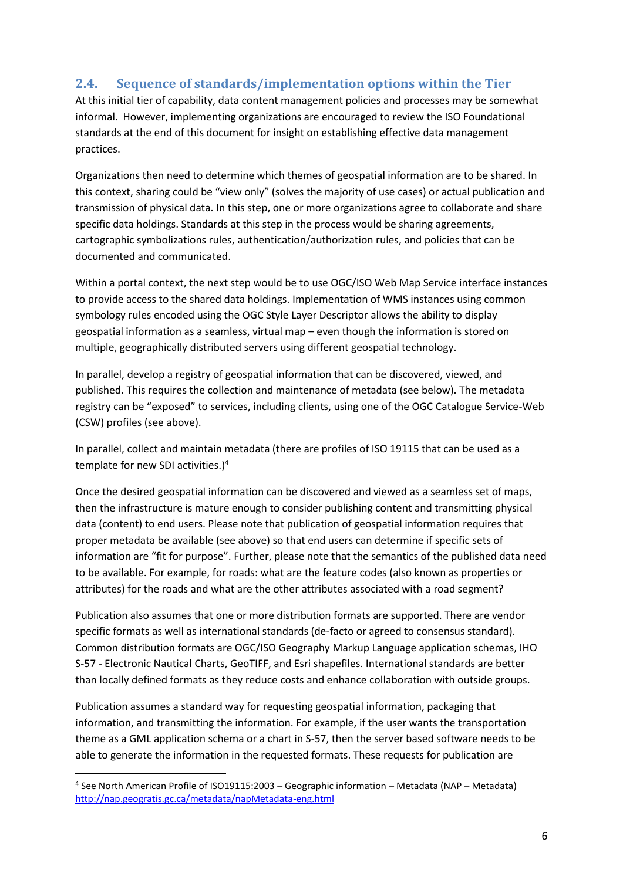## 2.4. Sequence of standards/implementation options within the Tier

At this initial tier of capability, data content management policies and processes may be somewhat informal. However, implementing organizations are encouraged to review the ISO Foundational standards at the end of this document for insight on establishing effective data management practices.

Organizations then need to determine which themes of geospatial information are to be shared. In this context, sharing could be "view only" (solves the majority of use cases) or actual publication and transmission of physical data. In this step, one or more organizations agree to collaborate and share specific data holdings. Standards at this step in the process would be sharing agreements, cartographic symbolizations rules, authentication/authorization rules, and policies that can be documented and communicated.

Within a portal context, the next step would be to use OGC/ISO Web Map Service interface instances to provide access to the shared data holdings. Implementation of WMS instances using common symbology rules encoded using the OGC Style Layer Descriptor allows the ability to display geospatial information as a seamless, virtual map – even though the information is stored on multiple, geographically distributed servers using different geospatial technology.

In parallel, develop a registry of geospatial information that can be discovered, viewed, and published. This requires the collection and maintenance of metadata (see below). The metadata registry can be "exposed" to services, including clients, using one of the OGC Catalogue Service-Web (CSW) profiles (see above).

In parallel, collect and maintain metadata (there are profiles of ISO 19115 that can be used as a template for new SDI activities.)[4]

Once the desired geospatial information can be discovered and viewed as a seamless set of maps, then the infrastructure is mature enough to consider publishing content and transmitting physical data (content) to end users. Please note that publication of geospatial information requires that proper metadata be available (see above) so that end users can determine if specific sets of information are "fit for purpose". Further, please note that the semantics of the published data need to be available. For example, for roads: what are the feature codes (also known as properties or attributes) for the roads and what are the other attributes associated with a road segment?

Publication also assumes that one or more distribution formats are supported. There are vendor specific formats as well as international standards (de-facto or agreed to consensus standard). Common distribution formats are OGC/ISO Geography Markup Language application schemas, IHO S-57 - Electronic Nautical Charts, GeoTIFF, and Esri shapefiles. International standards are better than locally defined formats as they reduce costs and enhance collaboration with outside groups.

Publication assumes a standard way for requesting geospatial information, packaging that information, and transmitting the information. For example, if the user wants the transportation theme as a GML application schema or a chart in S-57, then the server based software needs to be able to generate the information in the requested formats. These requests for publication are

---

[4] See North American Profile of ISO19115:2003 – Geographic information – Metadata (NAP – Metadata) http://nap.geogratis.gc.ca/metadata/napMetadata-eng.html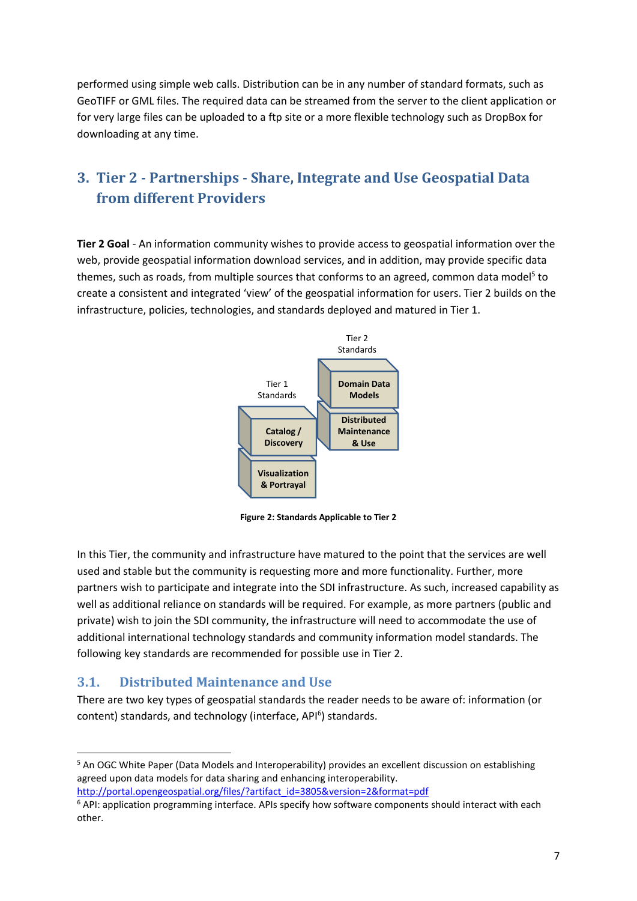performed using simple web calls. Distribution can be in any number of standard formats, such as GeoTIFF or GML files. The required data can be streamed from the server to the client application or for very large files can be uploaded to a ftp site or a more flexible technology such as DropBox for downloading at any time.

## 3. Tier 2 - Partnerships - Share, Integrate and Use Geospatial Data from different Providers

**Tier 2 Goal** - An information community wishes to provide access to geospatial information over the web, provide geospatial information download services, and in addition, may provide specific data themes, such as roads, from multiple sources that conforms to an agreed, common data model[5] to create a consistent and integrated 'view' of the geospatial information for users. Tier 2 builds on the infrastructure, policies, technologies, and standards deployed and matured in Tier 1.

Tier 2 Standards

Tier 1 Standards

Domain Data Models

Catalog / Discovery

Distributed Maintenance & Use

Visualization & Portrayal

**Figure 2: Standards Applicable to Tier 2**

In this Tier, the community and infrastructure have matured to the point that the services are well used and stable but the community is requesting more and more functionality. Further, more partners wish to participate and integrate into the SDI infrastructure. As such, increased capability as well as additional reliance on standards will be required. For example, as more partners (public and private) wish to join the SDI community, the infrastructure will need to accommodate the use of additional international technology standards and community information model standards. The following key standards are recommended for possible use in Tier 2.

### 3.1. Distributed Maintenance and Use

There are two key types of geospatial standards the reader needs to be aware of: information (or content) standards, and technology (interface, API[6]) standards.

---

[5] An OGC White Paper (Data Models and Interoperability) provides an excellent discussion on establishing agreed upon data models for data sharing and enhancing interoperability. http://portal.opengeospatial.org/files/?artifact_id=3805&version=2&format=pdf

[6] API: application programming interface. APIs specify how software components should interact with each other.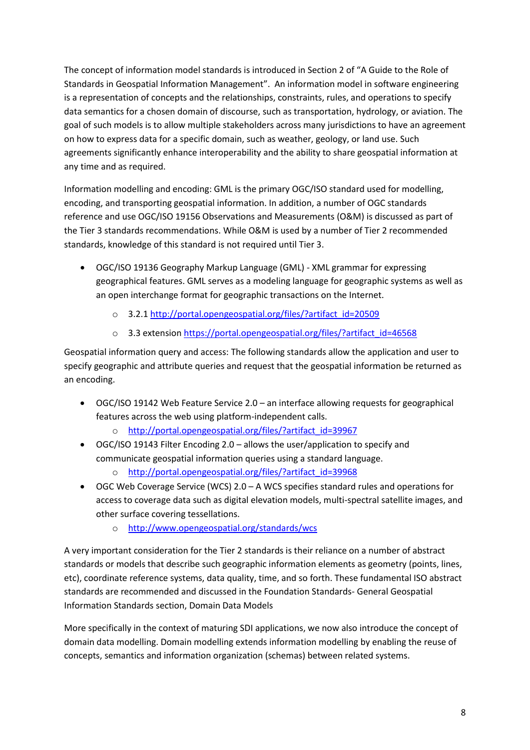The concept of information model standards is introduced in Section 2 of "A Guide to the Role of Standards in Geospatial Information Management". An information model in software engineering is a representation of concepts and the relationships, constraints, rules, and operations to specify data semantics for a chosen domain of discourse, such as transportation, hydrology, or aviation. The goal of such models is to allow multiple stakeholders across many jurisdictions to have an agreement on how to express data for a specific domain, such as weather, geology, or land use. Such agreements significantly enhance interoperability and the ability to share geospatial information at any time and as required.

Information modelling and encoding: GML is the primary OGC/ISO standard used for modelling, encoding, and transporting geospatial information. In addition, a number of OGC standards reference and use OGC/ISO 19156 Observations and Measurements (O&M) is discussed as part of the Tier 3 standards recommendations. While O&M is used by a number of Tier 2 recommended standards, knowledge of this standard is not required until Tier 3.

- OGC/ISO 19136 Geography Markup Language (GML) - XML grammar for expressing geographical features. GML serves as a modeling language for geographic systems as well as an open interchange format for geographic transactions on the Internet.
  - 3.2.1 http://portal.opengeospatial.org/files/?artifact_id=20509
  - 3.3 extension https://portal.opengeospatial.org/files/?artifact_id=46568

Geospatial information query and access: The following standards allow the application and user to specify geographic and attribute queries and request that the geospatial information be returned as an encoding.

- OGC/ISO 19142 Web Feature Service 2.0 – an interface allowing requests for geographical features across the web using platform-independent calls.
  - http://portal.opengeospatial.org/files/?artifact_id=39967
- OGC/ISO 19143 Filter Encoding 2.0 – allows the user/application to specify and communicate geospatial information queries using a standard language.
  - http://portal.opengeospatial.org/files/?artifact_id=39968
- OGC Web Coverage Service (WCS) 2.0 – A WCS specifies standard rules and operations for access to coverage data such as digital elevation models, multi-spectral satellite images, and other surface covering tessellations.
  - http://www.opengeospatial.org/standards/wcs

A very important consideration for the Tier 2 standards is their reliance on a number of abstract standards or models that describe such geographic information elements as geometry (points, lines, etc), coordinate reference systems, data quality, time, and so forth. These fundamental ISO abstract standards are recommended and discussed in the Foundation Standards- General Geospatial Information Standards section, Domain Data Models

More specifically in the context of maturing SDI applications, we now also introduce the concept of domain data modelling. Domain modelling extends information modelling by enabling the reuse of concepts, semantics and information organization (schemas) between related systems.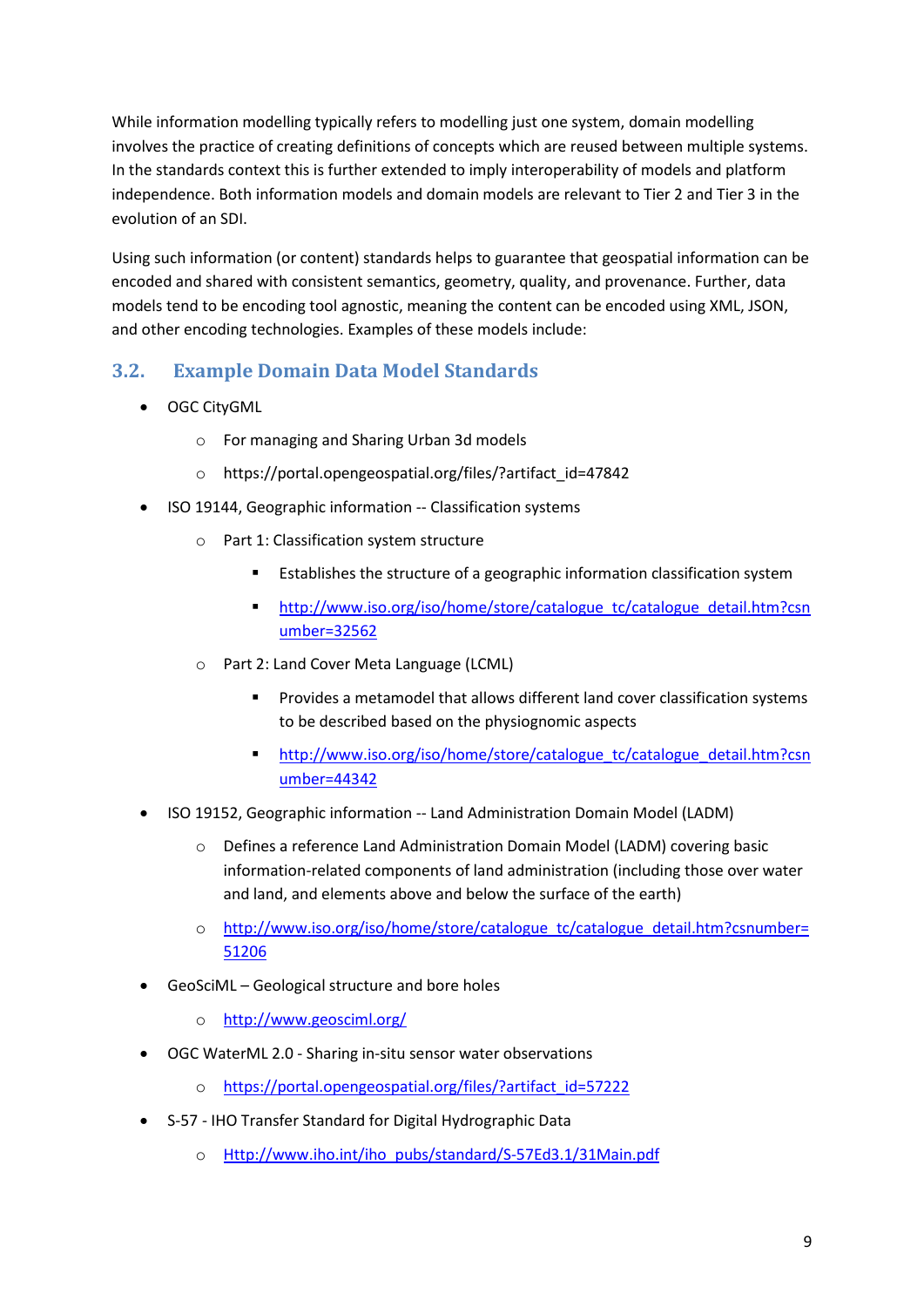While information modelling typically refers to modelling just one system, domain modelling involves the practice of creating definitions of concepts which are reused between multiple systems. In the standards context this is further extended to imply interoperability of models and platform independence. Both information models and domain models are relevant to Tier 2 and Tier 3 in the evolution of an SDI.

Using such information (or content) standards helps to guarantee that geospatial information can be encoded and shared with consistent semantics, geometry, quality, and provenance. Further, data models tend to be encoding tool agnostic, meaning the content can be encoded using XML, JSON, and other encoding technologies. Examples of these models include:

## 3.2. Example Domain Data Model Standards

- OGC CityGML
  - For managing and Sharing Urban 3d models
  - https://portal.opengeospatial.org/files/?artifact_id=47842
- ISO 19144, Geographic information -- Classification systems
  - Part 1: Classification system structure
    - Establishes the structure of a geographic information classification system
    - http://www.iso.org/iso/home/store/catalogue_tc/catalogue_detail.htm?csnumber=32562
  - Part 2: Land Cover Meta Language (LCML)
    - Provides a metamodel that allows different land cover classification systems to be described based on the physiognomic aspects
    - http://www.iso.org/iso/home/store/catalogue_tc/catalogue_detail.htm?csnumber=44342
- ISO 19152, Geographic information -- Land Administration Domain Model (LADM)
  - Defines a reference Land Administration Domain Model (LADM) covering basic information-related components of land administration (including those over water and land, and elements above and below the surface of the earth)
  - http://www.iso.org/iso/home/store/catalogue_tc/catalogue_detail.htm?csnumber=51206
- GeoSciML – Geological structure and bore holes
  - http://www.geosciml.org/
- OGC WaterML 2.0 - Sharing in-situ sensor water observations
  - https://portal.opengeospatial.org/files/?artifact_id=57222
- S-57 - IHO Transfer Standard for Digital Hydrographic Data
  - Http://www.iho.int/iho_pubs/standard/S-57Ed3.1/31Main.pdf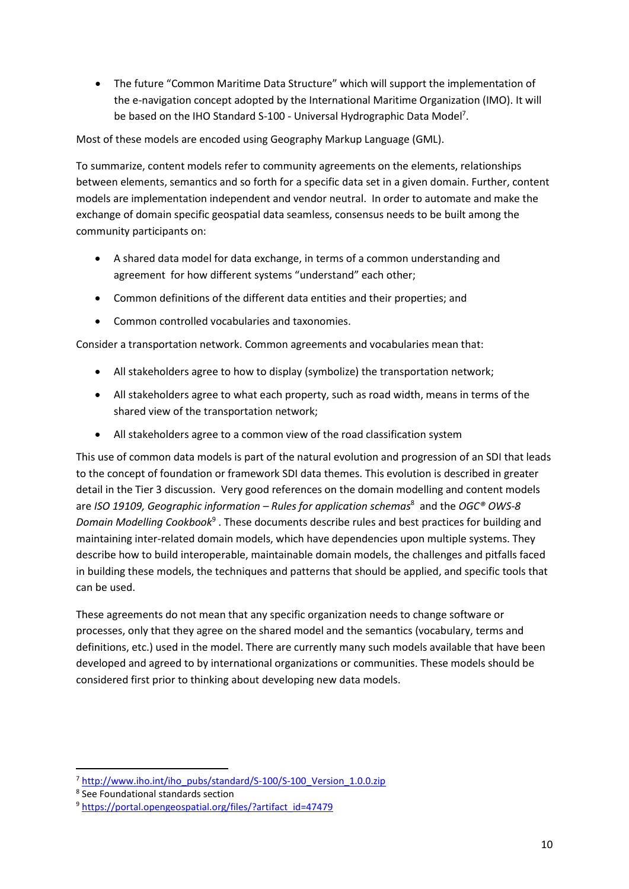- The future "Common Maritime Data Structure" which will support the implementation of the e-navigation concept adopted by the International Maritime Organization (IMO). It will be based on the IHO Standard S-100 - Universal Hydrographic Data Model[7].

Most of these models are encoded using Geography Markup Language (GML).

To summarize, content models refer to community agreements on the elements, relationships between elements, semantics and so forth for a specific data set in a given domain. Further, content models are implementation independent and vendor neutral. In order to automate and make the exchange of domain specific geospatial data seamless, consensus needs to be built among the community participants on:

- A shared data model for data exchange, in terms of a common understanding and agreement for how different systems "understand" each other;
- Common definitions of the different data entities and their properties; and
- Common controlled vocabularies and taxonomies.

Consider a transportation network. Common agreements and vocabularies mean that:

- All stakeholders agree to how to display (symbolize) the transportation network;
- All stakeholders agree to what each property, such as road width, means in terms of the shared view of the transportation network;
- All stakeholders agree to a common view of the road classification system

This use of common data models is part of the natural evolution and progression of an SDI that leads to the concept of foundation or framework SDI data themes. This evolution is described in greater detail in the Tier 3 discussion. Very good references on the domain modelling and content models are *ISO 19109, Geographic information – Rules for application schemas*[8] and the *OGC® OWS-8 Domain Modelling Cookbook*[9]. These documents describe rules and best practices for building and maintaining inter-related domain models, which have dependencies upon multiple systems. They describe how to build interoperable, maintainable domain models, the challenges and pitfalls faced in building these models, the techniques and patterns that should be applied, and specific tools that can be used.

These agreements do not mean that any specific organization needs to change software or processes, only that they agree on the shared model and the semantics (vocabulary, terms and definitions, etc.) used in the model. There are currently many such models available that have been developed and agreed to by international organizations or communities. These models should be considered first prior to thinking about developing new data models.

---

[7] http://www.iho.int/iho_pubs/standard/S-100/S-100_Version_1.0.0.zip

[8] See Foundational standards section

[9] https://portal.opengeospatial.org/files/?artifact_id=47479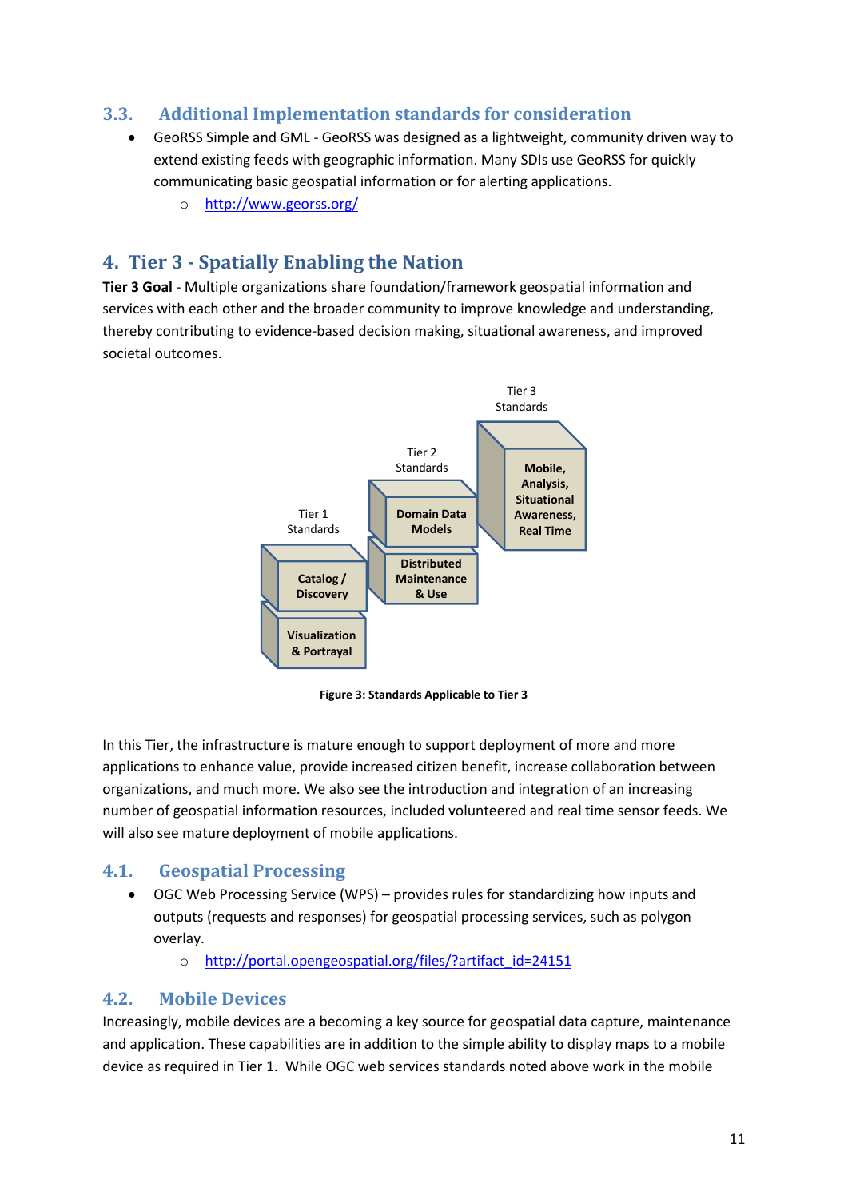## 3.3. Additional Implementation standards for consideration

- GeoRSS Simple and GML - GeoRSS was designed as a lightweight, community driven way to extend existing feeds with geographic information. Many SDIs use GeoRSS for quickly communicating basic geospatial information or for alerting applications.
    - http://www.georss.org/

# 4. Tier 3 - Spatially Enabling the Nation

**Tier 3 Goal** - Multiple organizations share foundation/framework geospatial information and services with each other and the broader community to improve knowledge and understanding, thereby contributing to evidence-based decision making, situational awareness, and improved societal outcomes.

Tier 1 Standards: Catalog / Discovery; Visualization & Portrayal

Tier 2 Standards: Domain Data Models; Distributed Maintenance & Use

Tier 3 Standards: Mobile, Analysis, Situational Awareness, Real Time

**Figure 3: Standards Applicable to Tier 3**

In this Tier, the infrastructure is mature enough to support deployment of more and more applications to enhance value, provide increased citizen benefit, increase collaboration between organizations, and much more. We also see the introduction and integration of an increasing number of geospatial information resources, included volunteered and real time sensor feeds. We will also see mature deployment of mobile applications.

## 4.1. Geospatial Processing

- OGC Web Processing Service (WPS) – provides rules for standardizing how inputs and outputs (requests and responses) for geospatial processing services, such as polygon overlay.
    - http://portal.opengeospatial.org/files/?artifact_id=24151

## 4.2. Mobile Devices

Increasingly, mobile devices are a becoming a key source for geospatial data capture, maintenance and application. These capabilities are in addition to the simple ability to display maps to a mobile device as required in Tier 1. While OGC web services standards noted above work in the mobile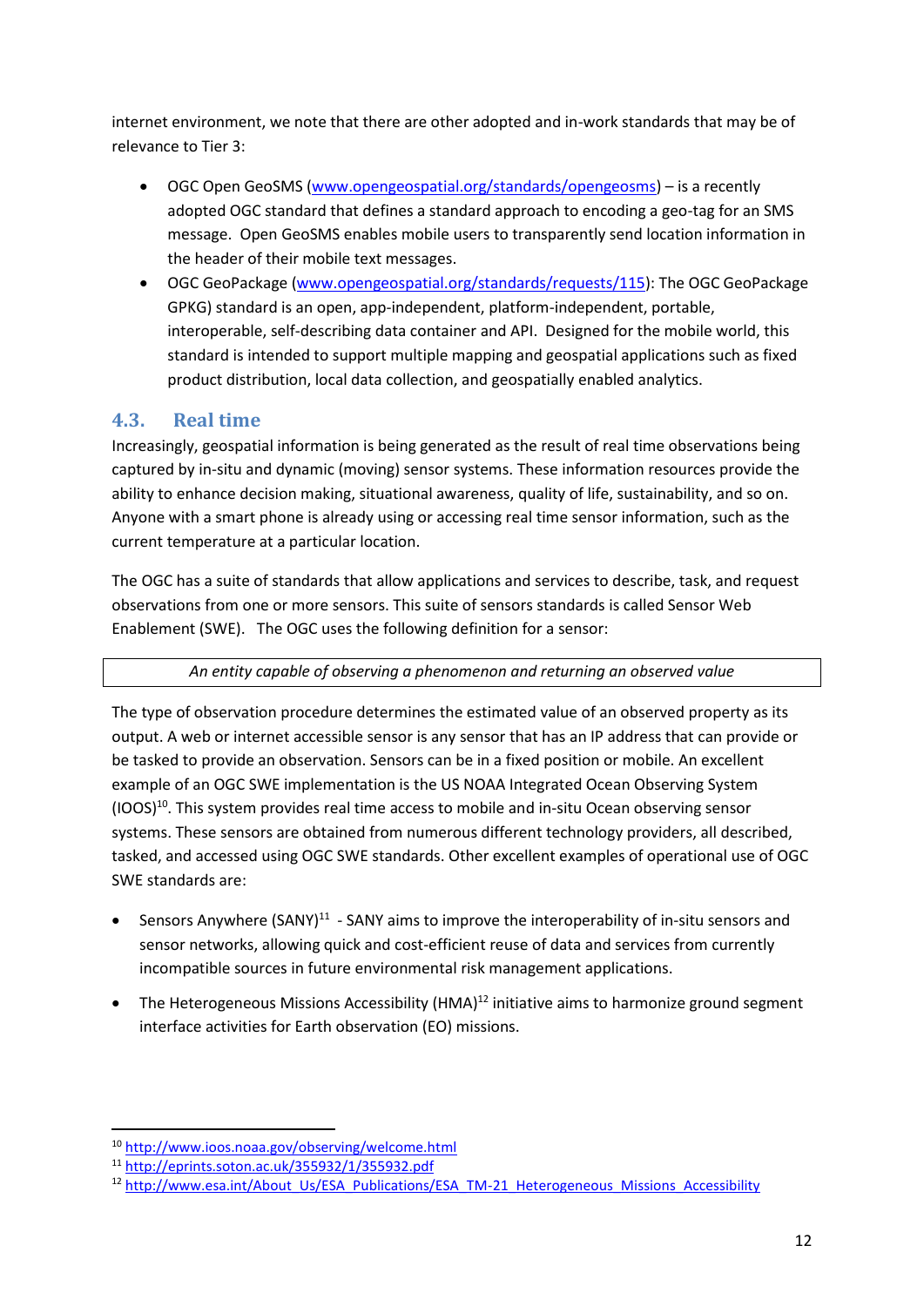internet environment, we note that there are other adopted and in-work standards that may be of relevance to Tier 3:

- OGC Open GeoSMS (www.opengeospatial.org/standards/opengeosms) – is a recently adopted OGC standard that defines a standard approach to encoding a geo-tag for an SMS message. Open GeoSMS enables mobile users to transparently send location information in the header of their mobile text messages.
- OGC GeoPackage (www.opengeospatial.org/standards/requests/115): The OGC GeoPackage GPKG) standard is an open, app-independent, platform-independent, portable, interoperable, self-describing data container and API. Designed for the mobile world, this standard is intended to support multiple mapping and geospatial applications such as fixed product distribution, local data collection, and geospatially enabled analytics.

## 4.3. Real time

Increasingly, geospatial information is being generated as the result of real time observations being captured by in-situ and dynamic (moving) sensor systems. These information resources provide the ability to enhance decision making, situational awareness, quality of life, sustainability, and so on. Anyone with a smart phone is already using or accessing real time sensor information, such as the current temperature at a particular location.

The OGC has a suite of standards that allow applications and services to describe, task, and request observations from one or more sensors. This suite of sensors standards is called Sensor Web Enablement (SWE). The OGC uses the following definition for a sensor:

| *An entity capable of observing a phenomenon and returning an observed value* |
|---|

The type of observation procedure determines the estimated value of an observed property as its output. A web or internet accessible sensor is any sensor that has an IP address that can provide or be tasked to provide an observation. Sensors can be in a fixed position or mobile. An excellent example of an OGC SWE implementation is the US NOAA Integrated Ocean Observing System (IOOS)[10]. This system provides real time access to mobile and in-situ Ocean observing sensor systems. These sensors are obtained from numerous different technology providers, all described, tasked, and accessed using OGC SWE standards. Other excellent examples of operational use of OGC SWE standards are:

- Sensors Anywhere (SANY)[11] - SANY aims to improve the interoperability of in-situ sensors and sensor networks, allowing quick and cost-efficient reuse of data and services from currently incompatible sources in future environmental risk management applications.
- The Heterogeneous Missions Accessibility (HMA)[12] initiative aims to harmonize ground segment interface activities for Earth observation (EO) missions.

[10] http://www.ioos.noaa.gov/observing/welcome.html
[11] http://eprints.soton.ac.uk/355932/1/355932.pdf
[12] http://www.esa.int/About_Us/ESA_Publications/ESA_TM-21_Heterogeneous_Missions_Accessibility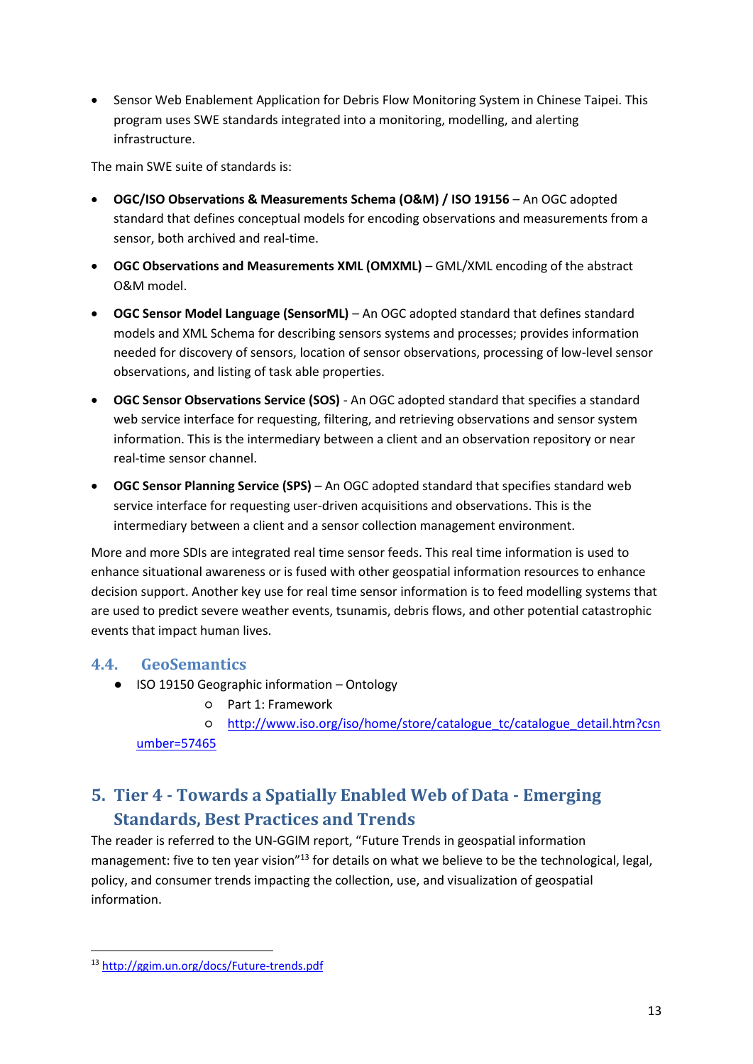- Sensor Web Enablement Application for Debris Flow Monitoring System in Chinese Taipei. This program uses SWE standards integrated into a monitoring, modelling, and alerting infrastructure.

The main SWE suite of standards is:

- **OGC/ISO Observations & Measurements Schema (O&M) / ISO 19156** – An OGC adopted standard that defines conceptual models for encoding observations and measurements from a sensor, both archived and real-time.
- **OGC Observations and Measurements XML (OMXML)** – GML/XML encoding of the abstract O&M model.
- **OGC Sensor Model Language (SensorML)** – An OGC adopted standard that defines standard models and XML Schema for describing sensors systems and processes; provides information needed for discovery of sensors, location of sensor observations, processing of low-level sensor observations, and listing of task able properties.
- **OGC Sensor Observations Service (SOS)** - An OGC adopted standard that specifies a standard web service interface for requesting, filtering, and retrieving observations and sensor system information. This is the intermediary between a client and an observation repository or near real-time sensor channel.
- **OGC Sensor Planning Service (SPS)** – An OGC adopted standard that specifies standard web service interface for requesting user-driven acquisitions and observations. This is the intermediary between a client and a sensor collection management environment.

More and more SDIs are integrated real time sensor feeds. This real time information is used to enhance situational awareness or is fused with other geospatial information resources to enhance decision support. Another key use for real time sensor information is to feed modelling systems that are used to predict severe weather events, tsunamis, debris flows, and other potential catastrophic events that impact human lives.

### 4.4. GeoSemantics

- ISO 19150 Geographic information – Ontology
  - Part 1: Framework
  - http://www.iso.org/iso/home/store/catalogue_tc/catalogue_detail.htm?csnumber=57465

## 5. Tier 4 - Towards a Spatially Enabled Web of Data - Emerging Standards, Best Practices and Trends

The reader is referred to the UN-GGIM report, "Future Trends in geospatial information management: five to ten year vision"[13] for details on what we believe to be the technological, legal, policy, and consumer trends impacting the collection, use, and visualization of geospatial information.

[13] http://ggim.un.org/docs/Future-trends.pdf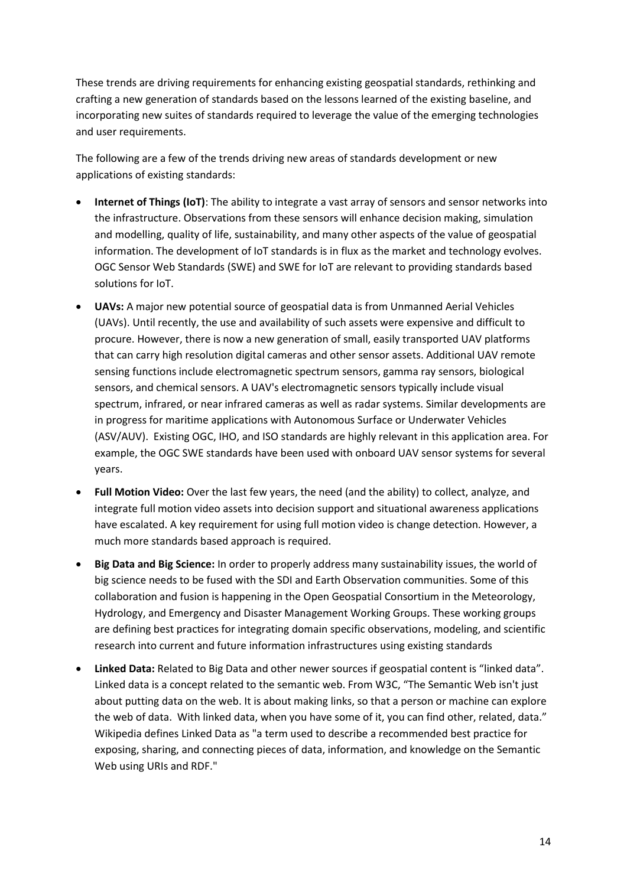These trends are driving requirements for enhancing existing geospatial standards, rethinking and crafting a new generation of standards based on the lessons learned of the existing baseline, and incorporating new suites of standards required to leverage the value of the emerging technologies and user requirements.

The following are a few of the trends driving new areas of standards development or new applications of existing standards:

- **Internet of Things (IoT)**: The ability to integrate a vast array of sensors and sensor networks into the infrastructure. Observations from these sensors will enhance decision making, simulation and modelling, quality of life, sustainability, and many other aspects of the value of geospatial information. The development of IoT standards is in flux as the market and technology evolves. OGC Sensor Web Standards (SWE) and SWE for IoT are relevant to providing standards based solutions for IoT.
- **UAVs:** A major new potential source of geospatial data is from Unmanned Aerial Vehicles (UAVs). Until recently, the use and availability of such assets were expensive and difficult to procure. However, there is now a new generation of small, easily transported UAV platforms that can carry high resolution digital cameras and other sensor assets. Additional UAV remote sensing functions include electromagnetic spectrum sensors, gamma ray sensors, biological sensors, and chemical sensors. A UAV's electromagnetic sensors typically include visual spectrum, infrared, or near infrared cameras as well as radar systems. Similar developments are in progress for maritime applications with Autonomous Surface or Underwater Vehicles (ASV/AUV). Existing OGC, IHO, and ISO standards are highly relevant in this application area. For example, the OGC SWE standards have been used with onboard UAV sensor systems for several years.
- **Full Motion Video:** Over the last few years, the need (and the ability) to collect, analyze, and integrate full motion video assets into decision support and situational awareness applications have escalated. A key requirement for using full motion video is change detection. However, a much more standards based approach is required.
- **Big Data and Big Science:** In order to properly address many sustainability issues, the world of big science needs to be fused with the SDI and Earth Observation communities. Some of this collaboration and fusion is happening in the Open Geospatial Consortium in the Meteorology, Hydrology, and Emergency and Disaster Management Working Groups. These working groups are defining best practices for integrating domain specific observations, modeling, and scientific research into current and future information infrastructures using existing standards
- **Linked Data:** Related to Big Data and other newer sources if geospatial content is "linked data". Linked data is a concept related to the semantic web. From W3C, "The Semantic Web isn't just about putting data on the web. It is about making links, so that a person or machine can explore the web of data. With linked data, when you have some of it, you can find other, related, data." Wikipedia defines Linked Data as "a term used to describe a recommended best practice for exposing, sharing, and connecting pieces of data, information, and knowledge on the Semantic Web using URIs and RDF."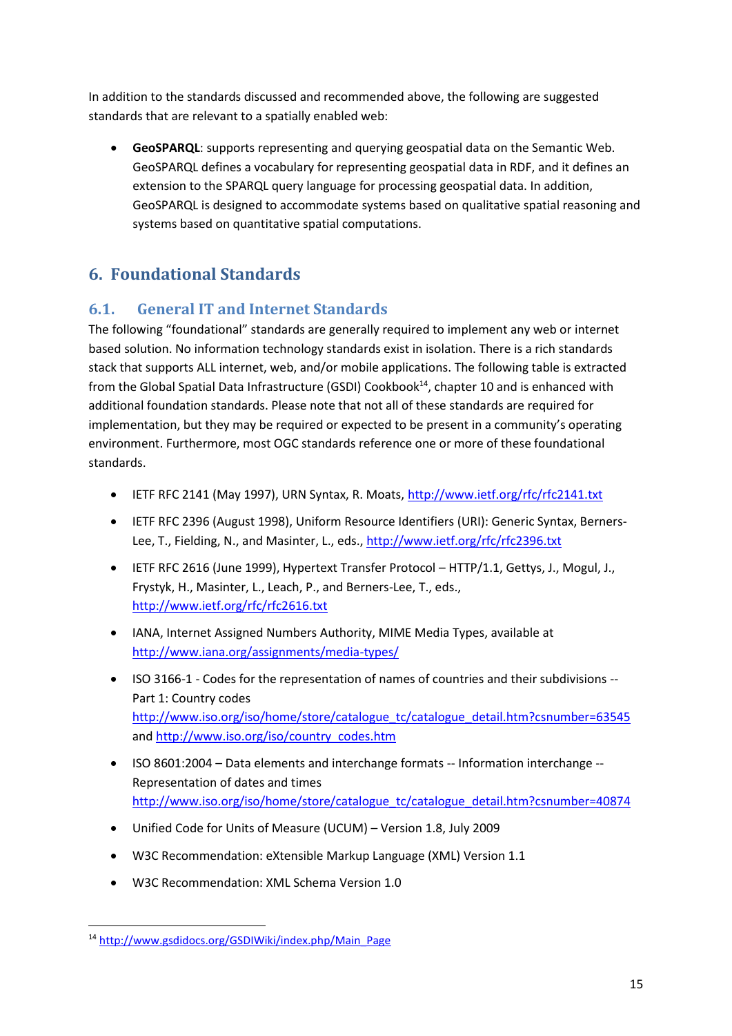In addition to the standards discussed and recommended above, the following are suggested standards that are relevant to a spatially enabled web:

- **GeoSPARQL**: supports representing and querying geospatial data on the Semantic Web. GeoSPARQL defines a vocabulary for representing geospatial data in RDF, and it defines an extension to the SPARQL query language for processing geospatial data. In addition, GeoSPARQL is designed to accommodate systems based on qualitative spatial reasoning and systems based on quantitative spatial computations.

# 6. Foundational Standards

## 6.1. General IT and Internet Standards

The following "foundational" standards are generally required to implement any web or internet based solution. No information technology standards exist in isolation. There is a rich standards stack that supports ALL internet, web, and/or mobile applications. The following table is extracted from the Global Spatial Data Infrastructure (GSDI) Cookbook[14], chapter 10 and is enhanced with additional foundation standards. Please note that not all of these standards are required for implementation, but they may be required or expected to be present in a community's operating environment. Furthermore, most OGC standards reference one or more of these foundational standards.

- IETF RFC 2141 (May 1997), URN Syntax, R. Moats, http://www.ietf.org/rfc/rfc2141.txt
- IETF RFC 2396 (August 1998), Uniform Resource Identifiers (URI): Generic Syntax, Berners-Lee, T., Fielding, N., and Masinter, L., eds., http://www.ietf.org/rfc/rfc2396.txt
- IETF RFC 2616 (June 1999), Hypertext Transfer Protocol – HTTP/1.1, Gettys, J., Mogul, J., Frystyk, H., Masinter, L., Leach, P., and Berners-Lee, T., eds., http://www.ietf.org/rfc/rfc2616.txt
- IANA, Internet Assigned Numbers Authority, MIME Media Types, available at http://www.iana.org/assignments/media-types/
- ISO 3166-1 - Codes for the representation of names of countries and their subdivisions -- Part 1: Country codes http://www.iso.org/iso/home/store/catalogue_tc/catalogue_detail.htm?csnumber=63545 and http://www.iso.org/iso/country_codes.htm
- ISO 8601:2004 – Data elements and interchange formats -- Information interchange -- Representation of dates and times http://www.iso.org/iso/home/store/catalogue_tc/catalogue_detail.htm?csnumber=40874
- Unified Code for Units of Measure (UCUM) – Version 1.8, July 2009
- W3C Recommendation: eXtensible Markup Language (XML) Version 1.1
- W3C Recommendation: XML Schema Version 1.0

[14] http://www.gsdidocs.org/GSDIWiki/index.php/Main_Page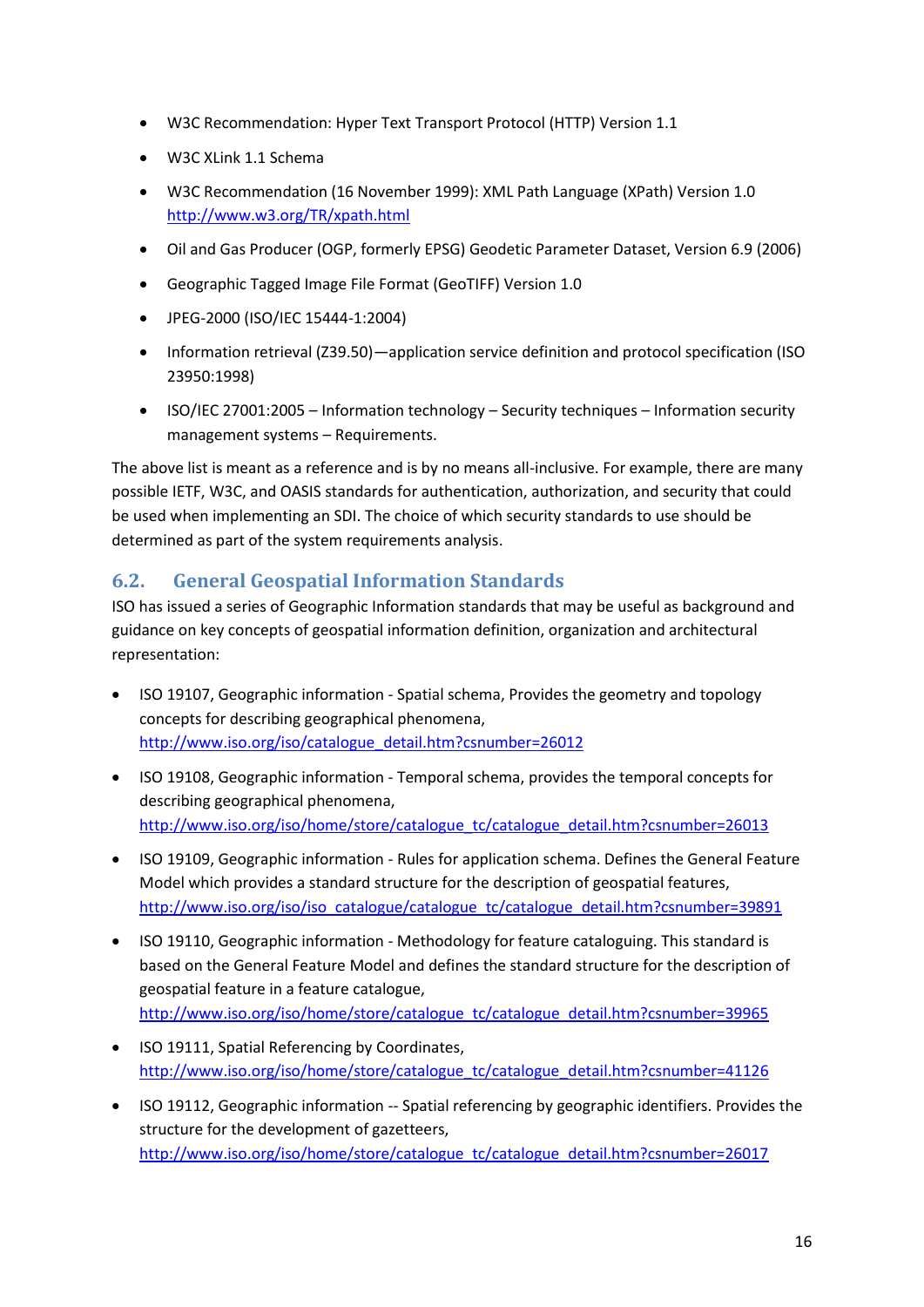- W3C Recommendation: Hyper Text Transport Protocol (HTTP) Version 1.1
- W3C XLink 1.1 Schema
- W3C Recommendation (16 November 1999): XML Path Language (XPath) Version 1.0 http://www.w3.org/TR/xpath.html
- Oil and Gas Producer (OGP, formerly EPSG) Geodetic Parameter Dataset, Version 6.9 (2006)
- Geographic Tagged Image File Format (GeoTIFF) Version 1.0
- JPEG-2000 (ISO/IEC 15444-1:2004)
- Information retrieval (Z39.50)—application service definition and protocol specification (ISO 23950:1998)
- ISO/IEC 27001:2005 – Information technology – Security techniques – Information security management systems – Requirements.

The above list is meant as a reference and is by no means all-inclusive. For example, there are many possible IETF, W3C, and OASIS standards for authentication, authorization, and security that could be used when implementing an SDI. The choice of which security standards to use should be determined as part of the system requirements analysis.

## 6.2. General Geospatial Information Standards

ISO has issued a series of Geographic Information standards that may be useful as background and guidance on key concepts of geospatial information definition, organization and architectural representation:

- ISO 19107, Geographic information - Spatial schema, Provides the geometry and topology concepts for describing geographical phenomena, http://www.iso.org/iso/catalogue_detail.htm?csnumber=26012
- ISO 19108, Geographic information - Temporal schema, provides the temporal concepts for describing geographical phenomena, http://www.iso.org/iso/home/store/catalogue_tc/catalogue_detail.htm?csnumber=26013
- ISO 19109, Geographic information - Rules for application schema. Defines the General Feature Model which provides a standard structure for the description of geospatial features, http://www.iso.org/iso/iso_catalogue/catalogue_tc/catalogue_detail.htm?csnumber=39891
- ISO 19110, Geographic information - Methodology for feature cataloguing. This standard is based on the General Feature Model and defines the standard structure for the description of geospatial feature in a feature catalogue, http://www.iso.org/iso/home/store/catalogue_tc/catalogue_detail.htm?csnumber=39965
- ISO 19111, Spatial Referencing by Coordinates, http://www.iso.org/iso/home/store/catalogue_tc/catalogue_detail.htm?csnumber=41126
- ISO 19112, Geographic information -- Spatial referencing by geographic identifiers. Provides the structure for the development of gazetteers, http://www.iso.org/iso/home/store/catalogue_tc/catalogue_detail.htm?csnumber=26017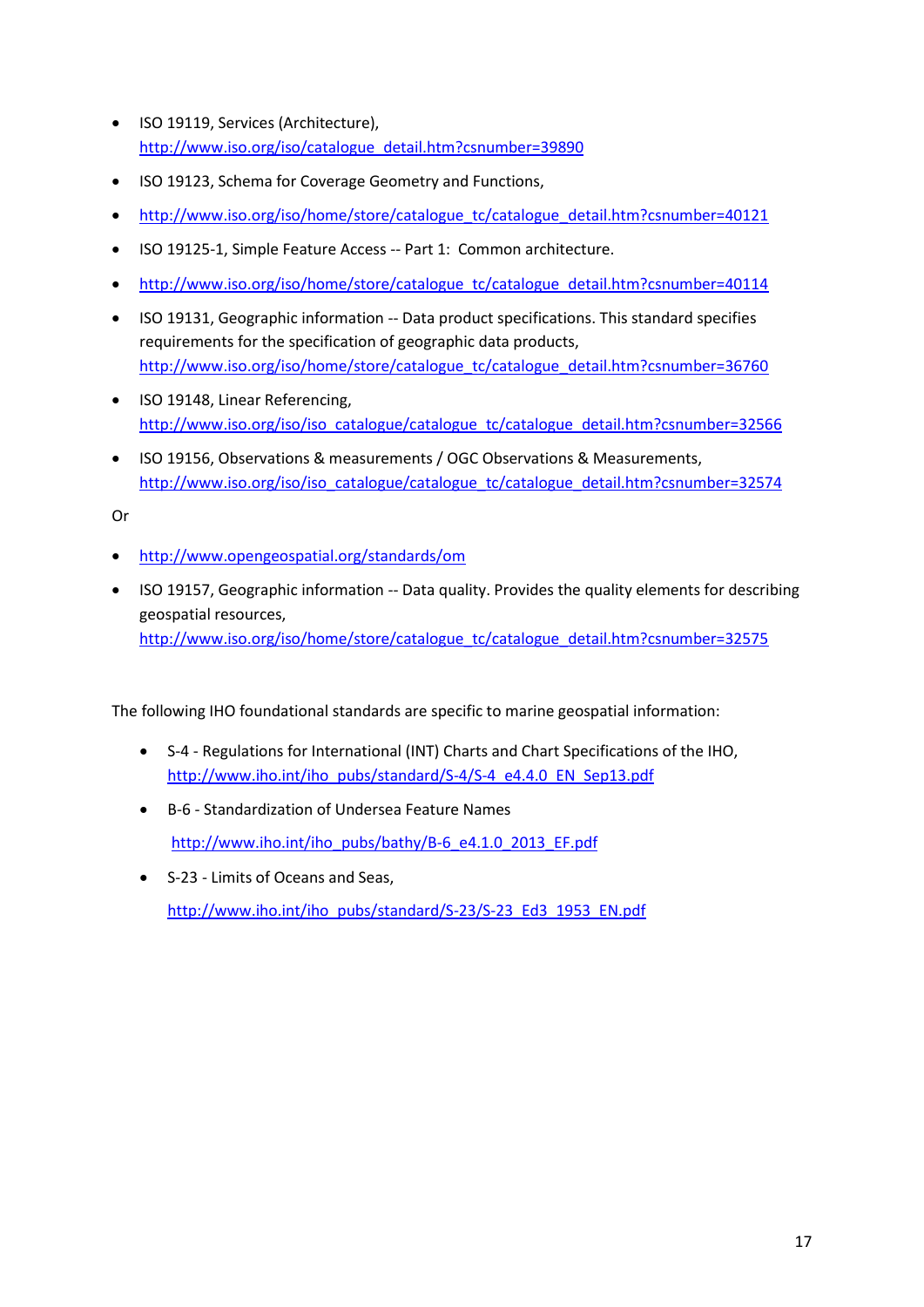- ISO 19119, Services (Architecture), http://www.iso.org/iso/catalogue_detail.htm?csnumber=39890
- ISO 19123, Schema for Coverage Geometry and Functions,
- http://www.iso.org/iso/home/store/catalogue_tc/catalogue_detail.htm?csnumber=40121
- ISO 19125-1, Simple Feature Access -- Part 1: Common architecture.
- http://www.iso.org/iso/home/store/catalogue_tc/catalogue_detail.htm?csnumber=40114
- ISO 19131, Geographic information -- Data product specifications. This standard specifies requirements for the specification of geographic data products, http://www.iso.org/iso/home/store/catalogue_tc/catalogue_detail.htm?csnumber=36760
- ISO 19148, Linear Referencing, http://www.iso.org/iso/iso_catalogue/catalogue_tc/catalogue_detail.htm?csnumber=32566
- ISO 19156, Observations & measurements / OGC Observations & Measurements, http://www.iso.org/iso/iso_catalogue/catalogue_tc/catalogue_detail.htm?csnumber=32574

Or

- http://www.opengeospatial.org/standards/om
- ISO 19157, Geographic information -- Data quality. Provides the quality elements for describing geospatial resources, http://www.iso.org/iso/home/store/catalogue_tc/catalogue_detail.htm?csnumber=32575

The following IHO foundational standards are specific to marine geospatial information:

- S-4 - Regulations for International (INT) Charts and Chart Specifications of the IHO, http://www.iho.int/iho_pubs/standard/S-4/S-4_e4.4.0_EN_Sep13.pdf
- B-6 - Standardization of Undersea Feature Names

  http://www.iho.int/iho_pubs/bathy/B-6_e4.1.0_2013_EF.pdf
- S-23 - Limits of Oceans and Seas,

  http://www.iho.int/iho_pubs/standard/S-23/S-23_Ed3_1953_EN.pdf